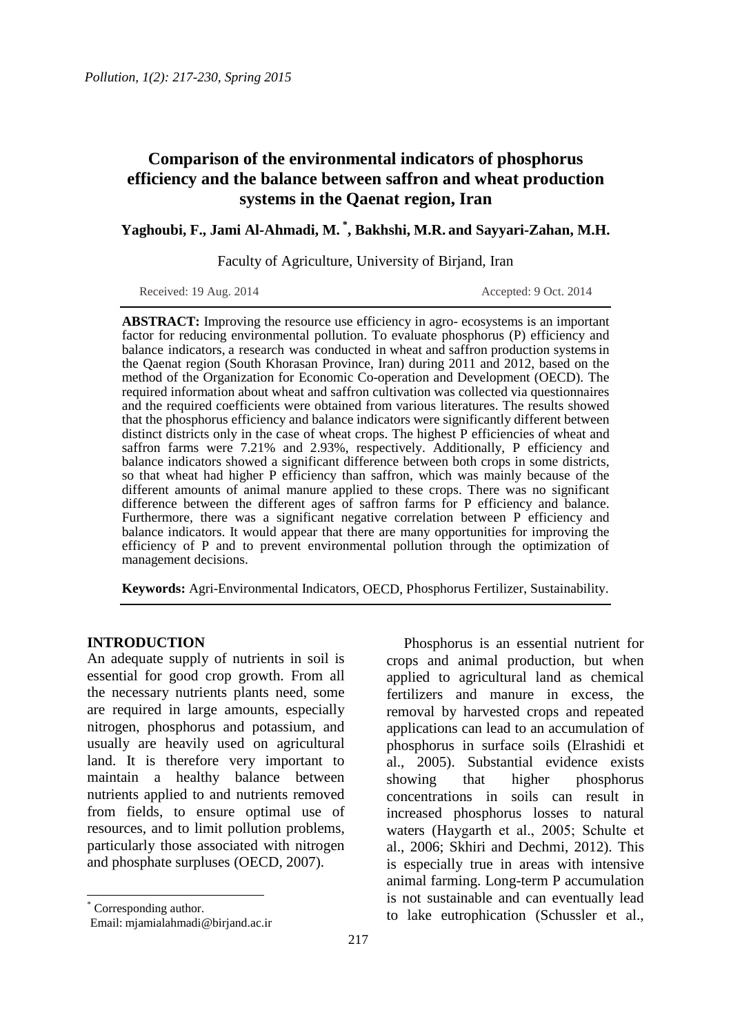# Comparison of the environmental indicators of phosphorus efficiency and the balance between saffron and wheat production systems in the Qaenat region, Iran

**Yaghoubi, F., Jami Al-Ahmadi, M.** [*]**, Bakhshi, M.R. and Sayyari-Zahan, M.H.**

Faculty of Agriculture, University of Birjand, Iran

Received: 19 Aug. 2014 Accepted: 9 Oct. 2014

**ABSTRACT:** Improving the resource use efficiency in agro- ecosystems is an important factor for reducing environmental pollution. To evaluate phosphorus (P) efficiency and balance indicators, a research was conducted in wheat and saffron production systems in the Qaenat region (South Khorasan Province, Iran) during 2011 and 2012, based on the method of the Organization for Economic Co-operation and Development (OECD). The required information about wheat and saffron cultivation was collected via questionnaires and the required coefficients were obtained from various literatures. The results showed that the phosphorus efficiency and balance indicators were significantly different between distinct districts only in the case of wheat crops. The highest P efficiencies of wheat and saffron farms were 7.21% and 2.93%, respectively. Additionally, P efficiency and balance indicators showed a significant difference between both crops in some districts, so that wheat had higher P efficiency than saffron, which was mainly because of the different amounts of animal manure applied to these crops. There was no significant difference between the different ages of saffron farms for P efficiency and balance. Furthermore, there was a significant negative correlation between P efficiency and balance indicators. It would appear that there are many opportunities for improving the efficiency of P and to prevent environmental pollution through the optimization of management decisions.

**Keywords:** Agri-Environmental Indicators, OECD, Phosphorus Fertilizer, Sustainability.

## INTRODUCTION

An adequate supply of nutrients in soil is essential for good crop growth. From all the necessary nutrients plants need, some are required in large amounts, especially nitrogen, phosphorus and potassium, and usually are heavily used on agricultural land. It is therefore very important to maintain a healthy balance between nutrients applied to and nutrients removed from fields, to ensure optimal use of resources, and to limit pollution problems, particularly those associated with nitrogen and phosphate surpluses (OECD, 2007).

Phosphorus is an essential nutrient for crops and animal production, but when applied to agricultural land as chemical fertilizers and manure in excess, the removal by harvested crops and repeated applications can lead to an accumulation of phosphorus in surface soils (Elrashidi et al., 2005). Substantial evidence exists showing that higher phosphorus concentrations in soils can result in increased phosphorus losses to natural waters (Haygarth et al., 2005; Schulte et al., 2006; Skhiri and Dechmi, 2012). This is especially true in areas with intensive animal farming. Long-term P accumulation is not sustainable and can eventually lead to lake eutrophication (Schussler et al.,

[*] Corresponding author.
Email: mjamialahmadi@birjand.ac.ir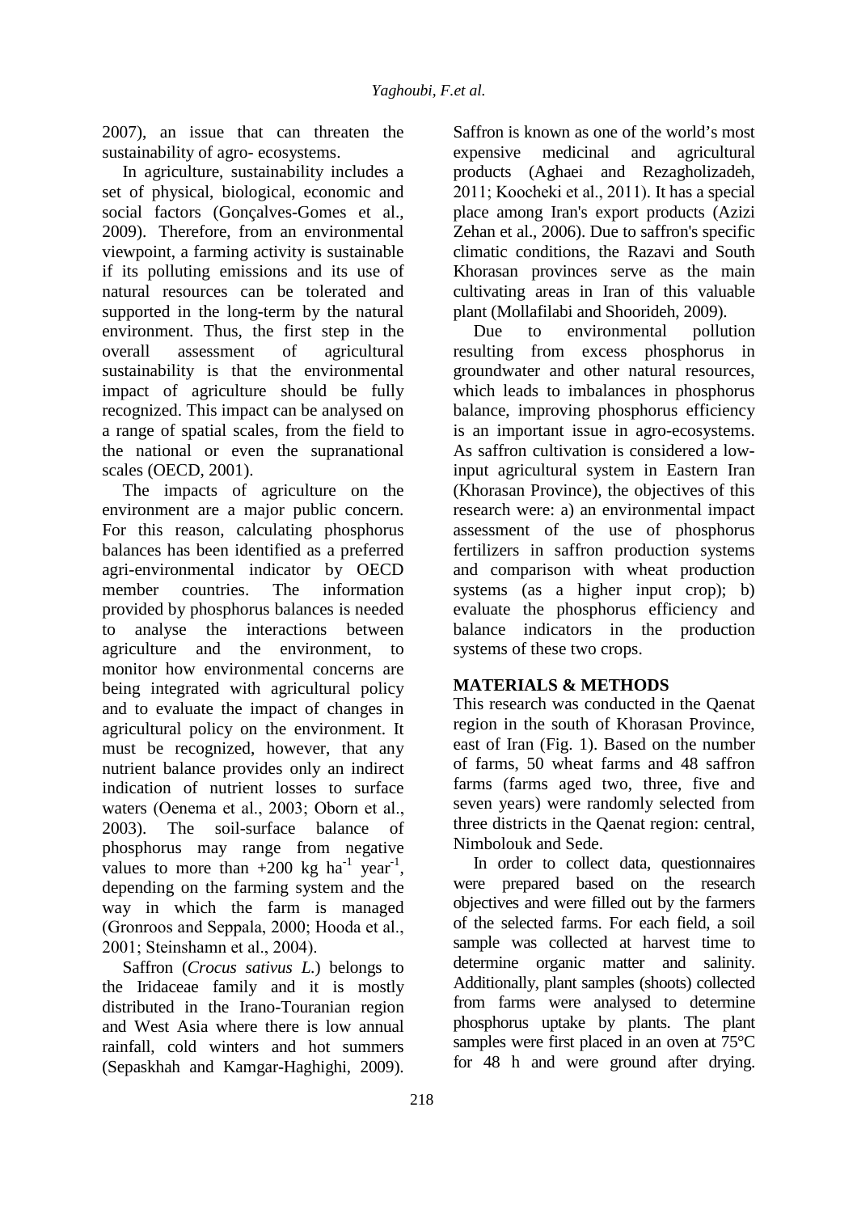2007), an issue that can threaten the sustainability of agro- ecosystems.

In agriculture, sustainability includes a set of physical, biological, economic and social factors (Gonçalves-Gomes et al., 2009). Therefore, from an environmental viewpoint, a farming activity is sustainable if its polluting emissions and its use of natural resources can be tolerated and supported in the long-term by the natural environment. Thus, the first step in the overall assessment of agricultural sustainability is that the environmental impact of agriculture should be fully recognized. This impact can be analysed on a range of spatial scales, from the field to the national or even the supranational scales (OECD, 2001).

The impacts of agriculture on the environment are a major public concern. For this reason, calculating phosphorus balances has been identified as a preferred agri-environmental indicator by OECD member countries. The information provided by phosphorus balances is needed to analyse the interactions between agriculture and the environment, to monitor how environmental concerns are being integrated with agricultural policy and to evaluate the impact of changes in agricultural policy on the environment. It must be recognized, however, that any nutrient balance provides only an indirect indication of nutrient losses to surface waters (Oenema et al., 2003; Oborn et al., 2003). The soil-surface balance of phosphorus may range from negative values to more than +200 kg $ha^{-1}$ $year^{-1}$, depending on the farming system and the way in which the farm is managed (Gronroos and Seppala, 2000; Hooda et al., 2001; Steinshamn et al., 2004).

Saffron (*Crocus sativus L.*) belongs to the Iridaceae family and it is mostly distributed in the Irano-Touranian region and West Asia where there is low annual rainfall, cold winters and hot summers (Sepaskhah and Kamgar-Haghighi, 2009). Saffron is known as one of the world's most expensive medicinal and agricultural products (Aghaei and Rezagholizadeh, 2011; Koocheki et al., 2011). It has a special place among Iran's export products (Azizi Zehan et al., 2006). Due to saffron's specific climatic conditions, the Razavi and South Khorasan provinces serve as the main cultivating areas in Iran of this valuable plant (Mollafilabi and Shoorideh, 2009).

Due to environmental pollution resulting from excess phosphorus in groundwater and other natural resources, which leads to imbalances in phosphorus balance, improving phosphorus efficiency is an important issue in agro-ecosystems. As saffron cultivation is considered a low-input agricultural system in Eastern Iran (Khorasan Province), the objectives of this research were: a) an environmental impact assessment of the use of phosphorus fertilizers in saffron production systems and comparison with wheat production systems (as a higher input crop); b) evaluate the phosphorus efficiency and balance indicators in the production systems of these two crops.

## MATERIALS & METHODS

This research was conducted in the Qaenat region in the south of Khorasan Province, east of Iran (Fig. 1). Based on the number of farms, 50 wheat farms and 48 saffron farms (farms aged two, three, five and seven years) were randomly selected from three districts in the Qaenat region: central, Nimbolouk and Sede.

In order to collect data, questionnaires were prepared based on the research objectives and were filled out by the farmers of the selected farms. For each field, a soil sample was collected at harvest time to determine organic matter and salinity. Additionally, plant samples (shoots) collected from farms were analysed to determine phosphorus uptake by plants. The plant samples were first placed in an oven at 75°C for 48 h and were ground after drying.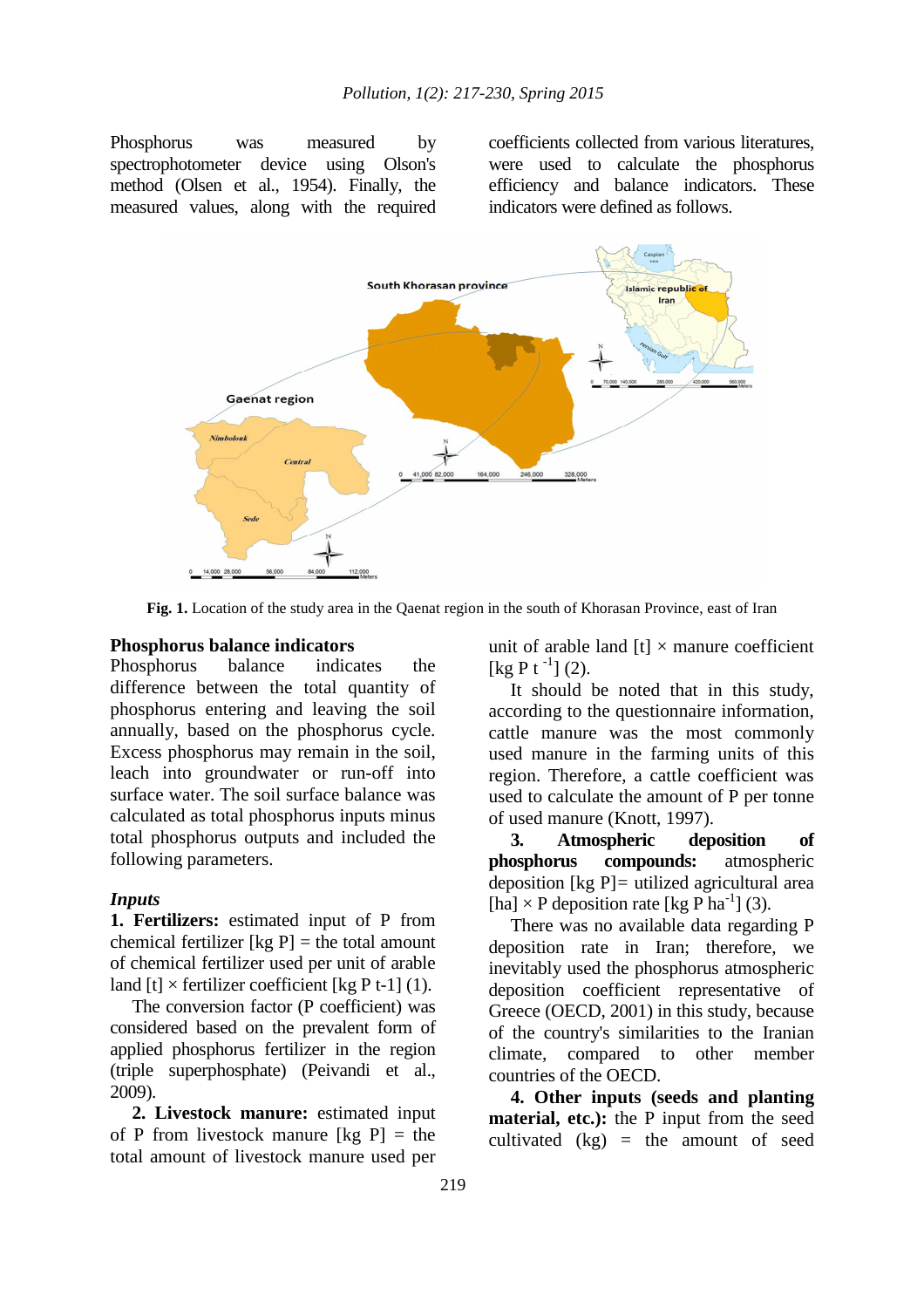Phosphorus was measured by spectrophotometer device using Olson's method (Olsen et al., 1954). Finally, the measured values, along with the required coefficients collected from various literatures, were used to calculate the phosphorus efficiency and balance indicators. These indicators were defined as follows.

**Fig. 1.** Location of the study area in the Qaenat region in the south of Khorasan Province, east of Iran

### Phosphorus balance indicators

Phosphorus balance indicates the difference between the total quantity of phosphorus entering and leaving the soil annually, based on the phosphorus cycle. Excess phosphorus may remain in the soil, leach into groundwater or run-off into surface water. The soil surface balance was calculated as total phosphorus inputs minus total phosphorus outputs and included the following parameters.

#### *Inputs*

**1. Fertilizers:** estimated input of P from chemical fertilizer [kg P] = the total amount of chemical fertilizer used per unit of arable land [t] × fertilizer coefficient [kg P t-1] (1).

The conversion factor (P coefficient) was considered based on the prevalent form of applied phosphorus fertilizer in the region (triple superphosphate) (Peivandi et al., 2009).

**2. Livestock manure:** estimated input of P from livestock manure [kg P] = the total amount of livestock manure used per unit of arable land [t] × manure coefficient [kg P $t^{-1}$] (2).

It should be noted that in this study, according to the questionnaire information, cattle manure was the most commonly used manure in the farming units of this region. Therefore, a cattle coefficient was used to calculate the amount of P per tonne of used manure (Knott, 1997).

**3. Atmospheric deposition of phosphorus compounds:** atmospheric deposition [kg P]= utilized agricultural area [ha] × P deposition rate [kg P $ha^{-1}$] (3).

There was no available data regarding P deposition rate in Iran; therefore, we inevitably used the phosphorus atmospheric deposition coefficient representative of Greece (OECD, 2001) in this study, because of the country's similarities to the Iranian climate, compared to other member countries of the OECD.

**4. Other inputs (seeds and planting material, etc.):** the P input from the seed cultivated (kg) = the amount of seed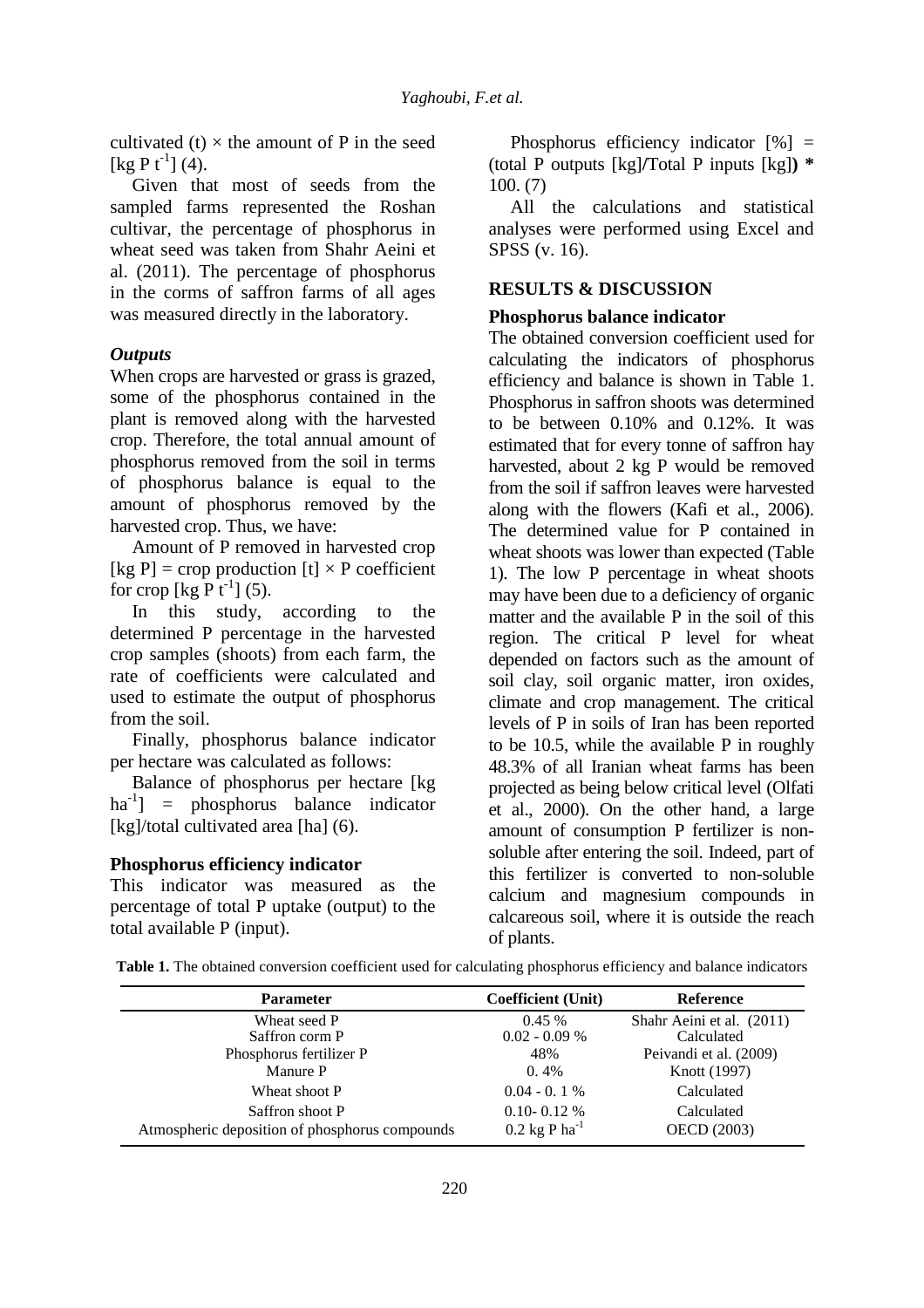cultivated (t) × the amount of P in the seed [kg P $t^{-1}$] (4).

Given that most of seeds from the sampled farms represented the Roshan cultivar, the percentage of phosphorus in wheat seed was taken from Shahr Aeini et al. (2011). The percentage of phosphorus in the corms of saffron farms of all ages was measured directly in the laboratory.

### *Outputs*

When crops are harvested or grass is grazed, some of the phosphorus contained in the plant is removed along with the harvested crop. Therefore, the total annual amount of phosphorus removed from the soil in terms of phosphorus balance is equal to the amount of phosphorus removed by the harvested crop. Thus, we have:

Amount of P removed in harvested crop [kg P] = crop production [t] × P coefficient for crop [kg P $t^{-1}$] (5).

In this study, according to the determined P percentage in the harvested crop samples (shoots) from each farm, the rate of coefficients were calculated and used to estimate the output of phosphorus from the soil.

Finally, phosphorus balance indicator per hectare was calculated as follows:

Balance of phosphorus per hectare [kg $ha^{-1}$] = phosphorus balance indicator [kg]/total cultivated area [ha] (6).

### Phosphorus efficiency indicator

This indicator was measured as the percentage of total P uptake (output) to the total available P (input).

Phosphorus efficiency indicator [%] = (total P outputs [kg]/Total P inputs [kg]) * 100. (7)

All the calculations and statistical analyses were performed using Excel and SPSS (v. 16).

## RESULTS & DISCUSSION

### Phosphorus balance indicator

The obtained conversion coefficient used for calculating the indicators of phosphorus efficiency and balance is shown in Table 1. Phosphorus in saffron shoots was determined to be between 0.10% and 0.12%. It was estimated that for every tonne of saffron hay harvested, about 2 kg P would be removed from the soil if saffron leaves were harvested along with the flowers (Kafi et al., 2006). The determined value for P contained in wheat shoots was lower than expected (Table 1). The low P percentage in wheat shoots may have been due to a deficiency of organic matter and the available P in the soil of this region. The critical P level for wheat depended on factors such as the amount of soil clay, soil organic matter, iron oxides, climate and crop management. The critical levels of P in soils of Iran has been reported to be 10.5, while the available P in roughly 48.3% of all Iranian wheat farms has been projected as being below critical level (Olfati et al., 2000). On the other hand, a large amount of consumption P fertilizer is non-soluble after entering the soil. Indeed, part of this fertilizer is converted to non-soluble calcium and magnesium compounds in calcareous soil, where it is outside the reach of plants.

**Table 1.** The obtained conversion coefficient used for calculating phosphorus efficiency and balance indicators

| Parameter | Coefficient (Unit) | Reference |
|---|---|---|
| Wheat seed P | 0.45 % | Shahr Aeini et al. (2011) |
| Saffron corm P | 0.02 - 0.09 % | Calculated |
| Phosphorus fertilizer P | 48% | Peivandi et al. (2009) |
| Manure P | 0. 4% | Knott (1997) |
| Wheat shoot P | 0.04 - 0. 1 % | Calculated |
| Saffron shoot P | 0.10- 0.12 % | Calculated |
| Atmospheric deposition of phosphorus compounds | 0.2 kg P $ha^{-1}$ | OECD (2003) |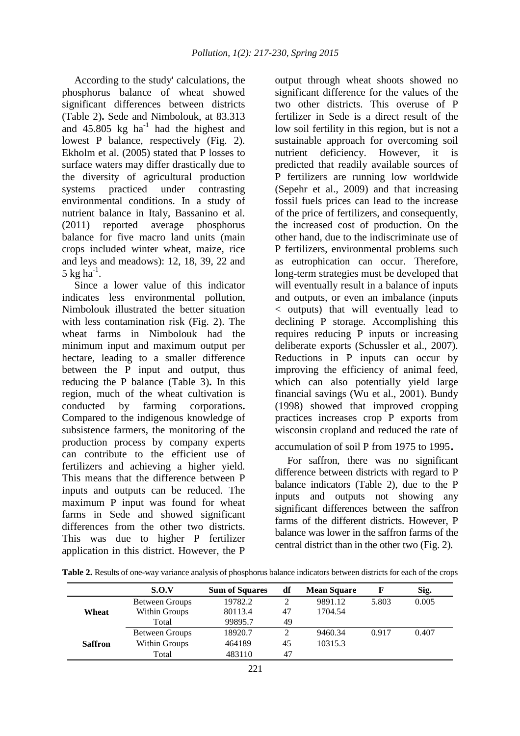According to the study' calculations, the phosphorus balance of wheat showed significant differences between districts (Table 2). Sede and Nimbolouk, at 83.313 and 45.805 kg $ha^{-1}$ had the highest and lowest P balance, respectively (Fig. 2). Ekholm et al. (2005) stated that P losses to surface waters may differ drastically due to the diversity of agricultural production systems practiced under contrasting environmental conditions. In a study of nutrient balance in Italy, Bassanino et al. (2011) reported average phosphorus balance for five macro land units (main crops included winter wheat, maize, rice and leys and meadows): 12, 18, 39, 22 and 5 kg $ha^{-1}$.

Since a lower value of this indicator indicates less environmental pollution, Nimbolouk illustrated the better situation with less contamination risk (Fig. 2). The wheat farms in Nimbolouk had the minimum input and maximum output per hectare, leading to a smaller difference between the P input and output, thus reducing the P balance (Table 3). In this region, much of the wheat cultivation is conducted by farming corporations. Compared to the indigenous knowledge of subsistence farmers, the monitoring of the production process by company experts can contribute to the efficient use of fertilizers and achieving a higher yield. This means that the difference between P inputs and outputs can be reduced. The maximum P input was found for wheat farms in Sede and showed significant differences from the other two districts. This was due to higher P fertilizer application in this district. However, the P output through wheat shoots showed no significant difference for the values of the two other districts. This overuse of P fertilizer in Sede is a direct result of the low soil fertility in this region, but is not a sustainable approach for overcoming soil nutrient deficiency. However, it is predicted that readily available sources of P fertilizers are running low worldwide (Sepehr et al., 2009) and that increasing fossil fuels prices can lead to the increase of the price of fertilizers, and consequently, the increased cost of production. On the other hand, due to the indiscriminate use of P fertilizers, environmental problems such as eutrophication can occur. Therefore, long-term strategies must be developed that will eventually result in a balance of inputs and outputs, or even an imbalance (inputs < outputs) that will eventually lead to declining P storage. Accomplishing this requires reducing P inputs or increasing deliberate exports (Schussler et al., 2007). Reductions in P inputs can occur by improving the efficiency of animal feed, which can also potentially yield large financial savings (Wu et al., 2001). Bundy (1998) showed that improved cropping practices increases crop P exports from wisconsin cropland and reduced the rate of accumulation of soil P from 1975 to 1995.

For saffron, there was no significant difference between districts with regard to P balance indicators (Table 2), due to the P inputs and outputs not showing any significant differences between the saffron farms of the different districts. However, P balance was lower in the saffron farms of the central district than in the other two (Fig. 2).

**Table 2.** Results of one-way variance analysis of phosphorus balance indicators between districts for each of the crops

| | S.O.V | Sum of Squares | df | Mean Square | F | Sig. |
|---|---|---|---|---|---|---|
| **Wheat** | Between Groups | 19782.2 | 2 | 9891.12 | 5.803 | 0.005 |
| | Within Groups | 80113.4 | 47 | 1704.54 | | |
| | Total | 99895.7 | 49 | | | |
| **Saffron** | Between Groups | 18920.7 | 2 | 9460.34 | 0.917 | 0.407 |
| | Within Groups | 464189 | 45 | 10315.3 | | |
| | Total | 483110 | 47 | | | |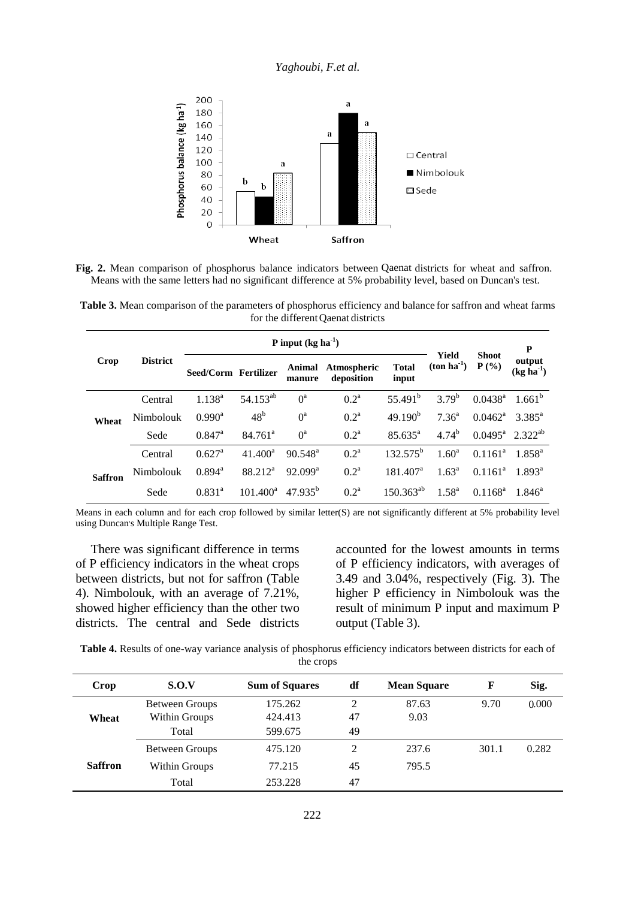**Fig. 2.** Mean comparison of phosphorus balance indicators between Qaenat districts for wheat and saffron. Means with the same letters had no significant difference at 5% probability level, based on Duncan's test.

**Table 3.** Mean comparison of the parameters of phosphorus efficiency and balance for saffron and wheat farms for the different Qaenat districts

| Crop | District | P input (kg ha$^{-1}$) | | | | | Yield (ton ha$^{-1}$) | Shoot P (%) | P output (kg ha$^{-1}$) |
|---|---|---|---|---|---|---|---|---|---|
| | | Seed/Corm | Fertilizer | Animal manure | Atmospheric deposition | Total input | | | |
| Wheat | Central | 1.138$^{a}$ | 54.153$^{ab}$ | 0$^{a}$ | 0.2$^{a}$ | 55.491$^{b}$ | 3.79$^{b}$ | 0.0438$^{a}$ | 1.661$^{b}$ |
| | Nimbolouk | 0.990$^{a}$ | 48$^{b}$ | 0$^{a}$ | 0.2$^{a}$ | 49.190$^{b}$ | 7.36$^{a}$ | 0.0462$^{a}$ | 3.385$^{a}$ |
| | Sede | 0.847$^{a}$ | 84.761$^{a}$ | 0$^{a}$ | 0.2$^{a}$ | 85.635$^{a}$ | 4.74$^{b}$ | 0.0495$^{a}$ | 2.322$^{ab}$ |
| Saffron | Central | 0.627$^{a}$ | 41.400$^{a}$ | 90.548$^{a}$ | 0.2$^{a}$ | 132.575$^{b}$ | 1.60$^{a}$ | 0.1161$^{a}$ | 1.858$^{a}$ |
| | Nimbolouk | 0.894$^{a}$ | 88.212$^{a}$ | 92.099$^{a}$ | 0.2$^{a}$ | 181.407$^{a}$ | 1.63$^{a}$ | 0.1161$^{a}$ | 1.893$^{a}$ |
| | Sede | 0.831$^{a}$ | 101.400$^{a}$ | 47.935$^{b}$ | 0.2$^{a}$ | 150.363$^{ab}$ | 1.58$^{a}$ | 0.1168$^{a}$ | 1.846$^{a}$ |

Means in each column and for each crop followed by similar letter(S) are not significantly different at 5% probability level using Duncan's Multiple Range Test.

There was significant difference in terms of P efficiency indicators in the wheat crops between districts, but not for saffron (Table 4). Nimbolouk, with an average of 7.21%, showed higher efficiency than the other two districts. The central and Sede districts accounted for the lowest amounts in terms of P efficiency indicators, with averages of 3.49 and 3.04%, respectively (Fig. 3). The higher P efficiency in Nimbolouk was the result of minimum P input and maximum P output (Table 3).

**Table 4.** Results of one-way variance analysis of phosphorus efficiency indicators between districts for each of the crops

| Crop | S.O.V | Sum of Squares | df | Mean Square | F | Sig. |
|---|---|---|---|---|---|---|
| Wheat | Between Groups | 175.262 | 2 | 87.63 | 9.70 | 0.000 |
| | Within Groups | 424.413 | 47 | 9.03 | | |
| | Total | 599.675 | 49 | | | |
| Saffron | Between Groups | 475.120 | 2 | 237.6 | 301.1 | 0.282 |
| | Within Groups | 77.215 | 45 | 795.5 | | |
| | Total | 253.228 | 47 | | | |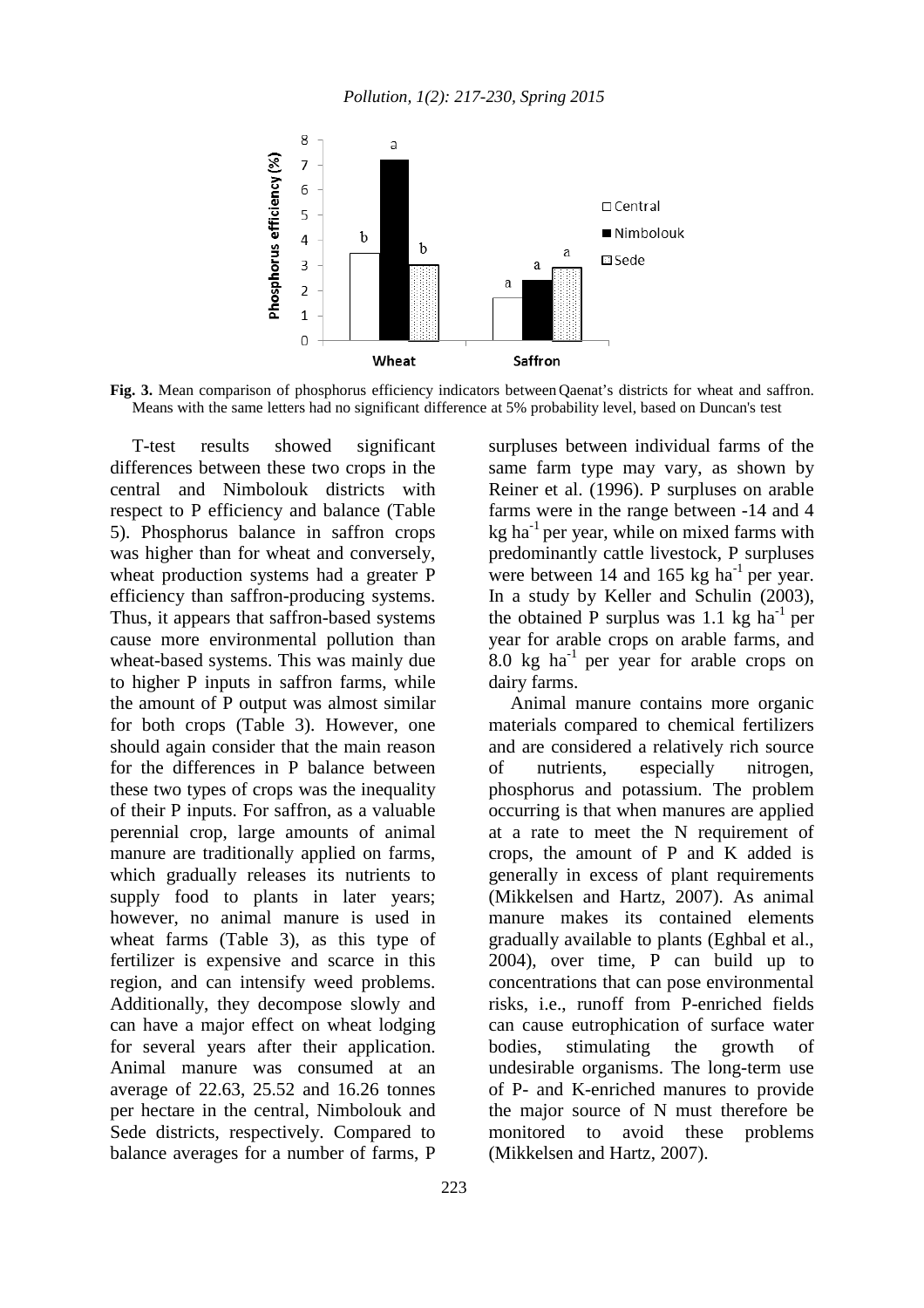Fig. 3. Mean comparison of phosphorus efficiency indicators between Qaenat's districts for wheat and saffron. Means with the same letters had no significant difference at 5% probability level, based on Duncan's test

T-test results showed significant differences between these two crops in the central and Nimbolouk districts with respect to P efficiency and balance (Table 5). Phosphorus balance in saffron crops was higher than for wheat and conversely, wheat production systems had a greater P efficiency than saffron-producing systems. Thus, it appears that saffron-based systems cause more environmental pollution than wheat-based systems. This was mainly due to higher P inputs in saffron farms, while the amount of P output was almost similar for both crops (Table 3). However, one should again consider that the main reason for the differences in P balance between these two types of crops was the inequality of their P inputs. For saffron, as a valuable perennial crop, large amounts of animal manure are traditionally applied on farms, which gradually releases its nutrients to supply food to plants in later years; however, no animal manure is used in wheat farms (Table 3), as this type of fertilizer is expensive and scarce in this region, and can intensify weed problems. Additionally, they decompose slowly and can have a major effect on wheat lodging for several years after their application. Animal manure was consumed at an average of 22.63, 25.52 and 16.26 tonnes per hectare in the central, Nimbolouk and Sede districts, respectively. Compared to balance averages for a number of farms, P surpluses between individual farms of the same farm type may vary, as shown by Reiner et al. (1996). P surpluses on arable farms were in the range between -14 and 4 kg $ha^{-1}$ per year, while on mixed farms with predominantly cattle livestock, P surpluses were between 14 and 165 kg $ha^{-1}$ per year. In a study by Keller and Schulin (2003), the obtained P surplus was 1.1 kg $ha^{-1}$ per year for arable crops on arable farms, and 8.0 kg $ha^{-1}$ per year for arable crops on dairy farms.

Animal manure contains more organic materials compared to chemical fertilizers and are considered a relatively rich source of nutrients, especially nitrogen, phosphorus and potassium. The problem occurring is that when manures are applied at a rate to meet the N requirement of crops, the amount of P and K added is generally in excess of plant requirements (Mikkelsen and Hartz, 2007). As animal manure makes its contained elements gradually available to plants (Eghbal et al., 2004), over time, P can build up to concentrations that can pose environmental risks, i.e., runoff from P-enriched fields can cause eutrophication of surface water bodies, stimulating the growth of undesirable organisms. The long-term use of P- and K-enriched manures to provide the major source of N must therefore be monitored to avoid these problems (Mikkelsen and Hartz, 2007).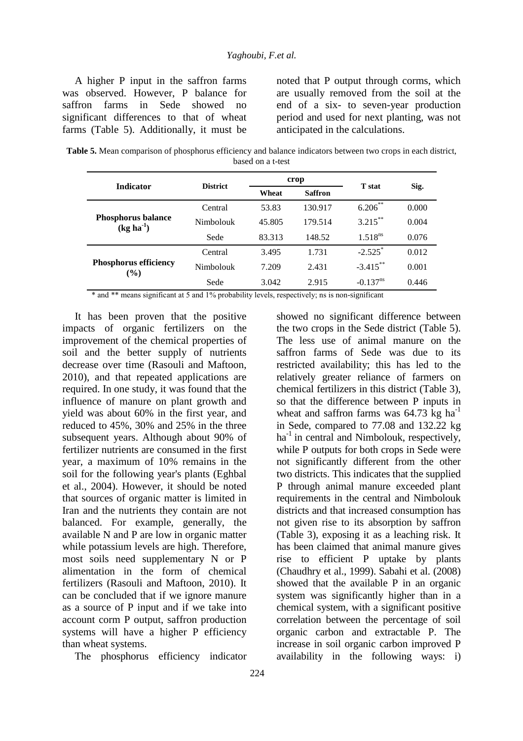A higher P input in the saffron farms was observed. However, P balance for saffron farms in Sede showed no significant differences to that of wheat farms (Table 5). Additionally, it must be noted that P output through corms, which are usually removed from the soil at the end of a six- to seven-year production period and used for next planting, was not anticipated in the calculations.

**Table 5.** Mean comparison of phosphorus efficiency and balance indicators between two crops in each district, based on a t-test

| Indicator | District | crop | | T stat | Sig. |
|---|---|---|---|---|---|
| | | Wheat | Saffron | | |
| **Phosphorus balance ($kg\ ha^{-1}$)** | Central | 53.83 | 130.917 | $6.206^{**}$ | 0.000 |
| | Nimbolouk | 45.805 | 179.514 | $3.215^{**}$ | 0.004 |
| | Sede | 83.313 | 148.52 | $1.518^{ns}$ | 0.076 |
| **Phosphorus efficiency (%)** | Central | 3.495 | 1.731 | $-2.525^{*}$ | 0.012 |
| | Nimbolouk | 7.209 | 2.431 | $-3.415^{**}$ | 0.001 |
| | Sede | 3.042 | 2.915 | $-0.137^{ns}$ | 0.446 |

\* and ** means significant at 5 and 1% probability levels, respectively; ns is non-significant

It has been proven that the positive impacts of organic fertilizers on the improvement of the chemical properties of soil and the better supply of nutrients decrease over time (Rasouli and Maftoon, 2010), and that repeated applications are required. In one study, it was found that the influence of manure on plant growth and yield was about 60% in the first year, and reduced to 45%, 30% and 25% in the three subsequent years. Although about 90% of fertilizer nutrients are consumed in the first year, a maximum of 10% remains in the soil for the following year's plants (Eghbal et al., 2004). However, it should be noted that sources of organic matter is limited in Iran and the nutrients they contain are not balanced. For example, generally, the available N and P are low in organic matter while potassium levels are high. Therefore, most soils need supplementary N or P alimentation in the form of chemical fertilizers (Rasouli and Maftoon, 2010). It can be concluded that if we ignore manure as a source of P input and if we take into account corm P output, saffron production systems will have a higher P efficiency than wheat systems.

The phosphorus efficiency indicator showed no significant difference between the two crops in the Sede district (Table 5). The less use of animal manure on the saffron farms of Sede was due to its restricted availability; this has led to the relatively greater reliance of farmers on chemical fertilizers in this district (Table 3), so that the difference between P inputs in wheat and saffron farms was 64.73 $kg\ ha^{-1}$ in Sede, compared to 77.08 and 132.22 $kg\ ha^{-1}$ in central and Nimbolouk, respectively, while P outputs for both crops in Sede were not significantly different from the other two districts. This indicates that the supplied P through animal manure exceeded plant requirements in the central and Nimbolouk districts and that increased consumption has not given rise to its absorption by saffron (Table 3), exposing it as a leaching risk. It has been claimed that animal manure gives rise to efficient P uptake by plants (Chaudhry et al., 1999). Sabahi et al. (2008) showed that the available P in an organic system was significantly higher than in a chemical system, with a significant positive correlation between the percentage of soil organic carbon and extractable P. The increase in soil organic carbon improved P availability in the following ways: i)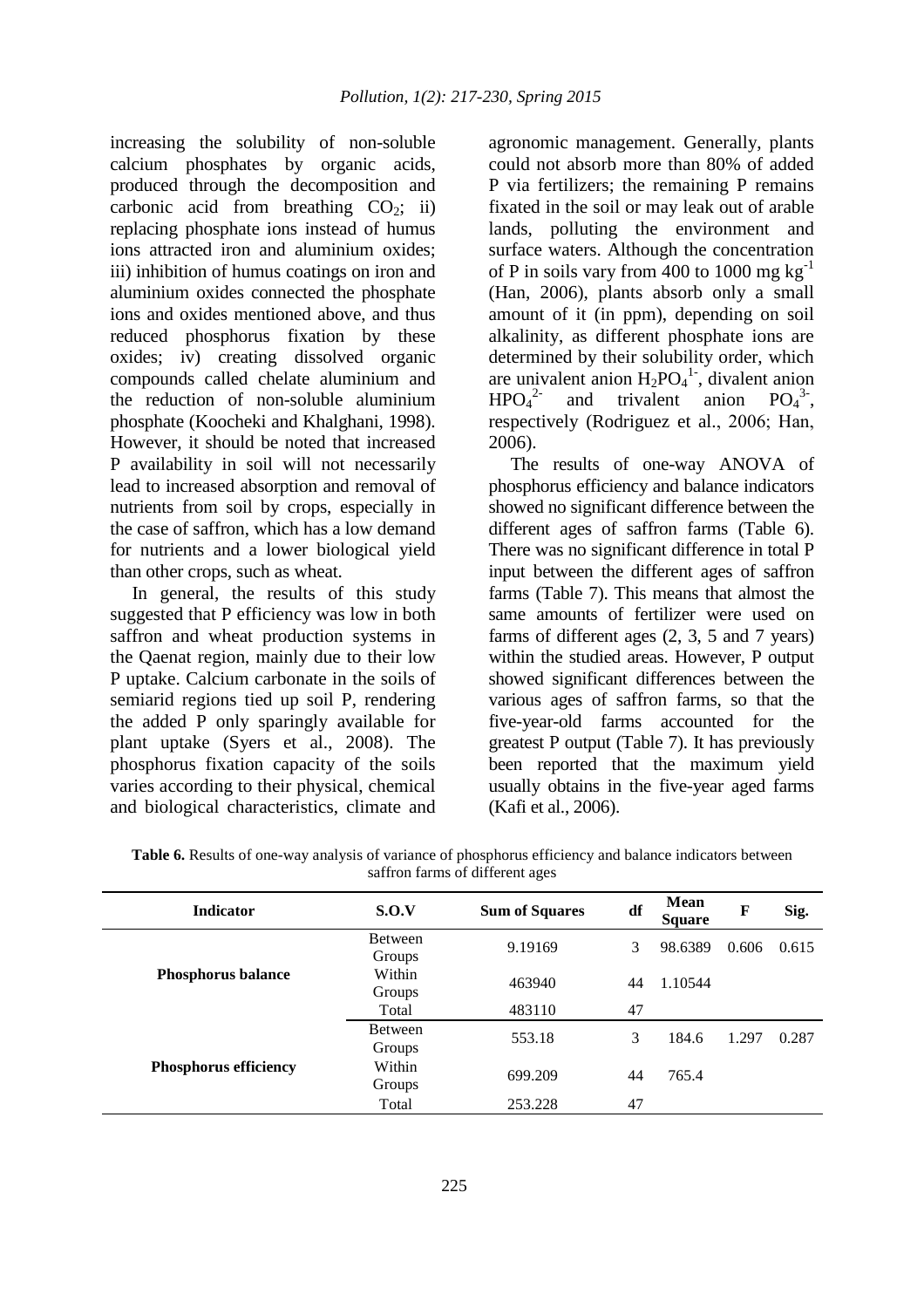increasing the solubility of non-soluble calcium phosphates by organic acids, produced through the decomposition and carbonic acid from breathing $CO_2$; ii) replacing phosphate ions instead of humus ions attracted iron and aluminium oxides; iii) inhibition of humus coatings on iron and aluminium oxides connected the phosphate ions and oxides mentioned above, and thus reduced phosphorus fixation by these oxides; iv) creating dissolved organic compounds called chelate aluminium and the reduction of non-soluble aluminium phosphate (Koocheki and Khalghani, 1998). However, it should be noted that increased P availability in soil will not necessarily lead to increased absorption and removal of nutrients from soil by crops, especially in the case of saffron, which has a low demand for nutrients and a lower biological yield than other crops, such as wheat.

In general, the results of this study suggested that P efficiency was low in both saffron and wheat production systems in the Qaenat region, mainly due to their low P uptake. Calcium carbonate in the soils of semiarid regions tied up soil P, rendering the added P only sparingly available for plant uptake (Syers et al., 2008). The phosphorus fixation capacity of the soils varies according to their physical, chemical and biological characteristics, climate and agronomic management. Generally, plants could not absorb more than 80% of added P via fertilizers; the remaining P remains fixated in the soil or may leak out of arable lands, polluting the environment and surface waters. Although the concentration of P in soils vary from 400 to 1000 mg $kg^{-1}$ (Han, 2006), plants absorb only a small amount of it (in ppm), depending on soil alkalinity, as different phosphate ions are determined by their solubility order, which are univalent anion $H_2PO_4^{1-}$, divalent anion $HPO_4^{2-}$ and trivalent anion $PO_4^{3-}$, respectively (Rodriguez et al., 2006; Han, 2006).

The results of one-way ANOVA of phosphorus efficiency and balance indicators showed no significant difference between the different ages of saffron farms (Table 6). There was no significant difference in total P input between the different ages of saffron farms (Table 7). This means that almost the same amounts of fertilizer were used on farms of different ages (2, 3, 5 and 7 years) within the studied areas. However, P output showed significant differences between the various ages of saffron farms, so that the five-year-old farms accounted for the greatest P output (Table 7). It has previously been reported that the maximum yield usually obtains in the five-year aged farms (Kafi et al., 2006).

**Table 6.** Results of one-way analysis of variance of phosphorus efficiency and balance indicators between saffron farms of different ages

| Indicator | S.O.V | Sum of Squares | df | Mean Square | F | Sig. |
|---|---|---|---|---|---|---|
| **Phosphorus balance** | Between Groups | 9.19169 | 3 | 98.6389 | 0.606 | 0.615 |
| | Within Groups | 463940 | 44 | 1.10544 | | |
| | Total | 483110 | 47 | | | |
| **Phosphorus efficiency** | Between Groups | 553.18 | 3 | 184.6 | 1.297 | 0.287 |
| | Within Groups | 699.209 | 44 | 765.4 | | |
| | Total | 253.228 | 47 | | | |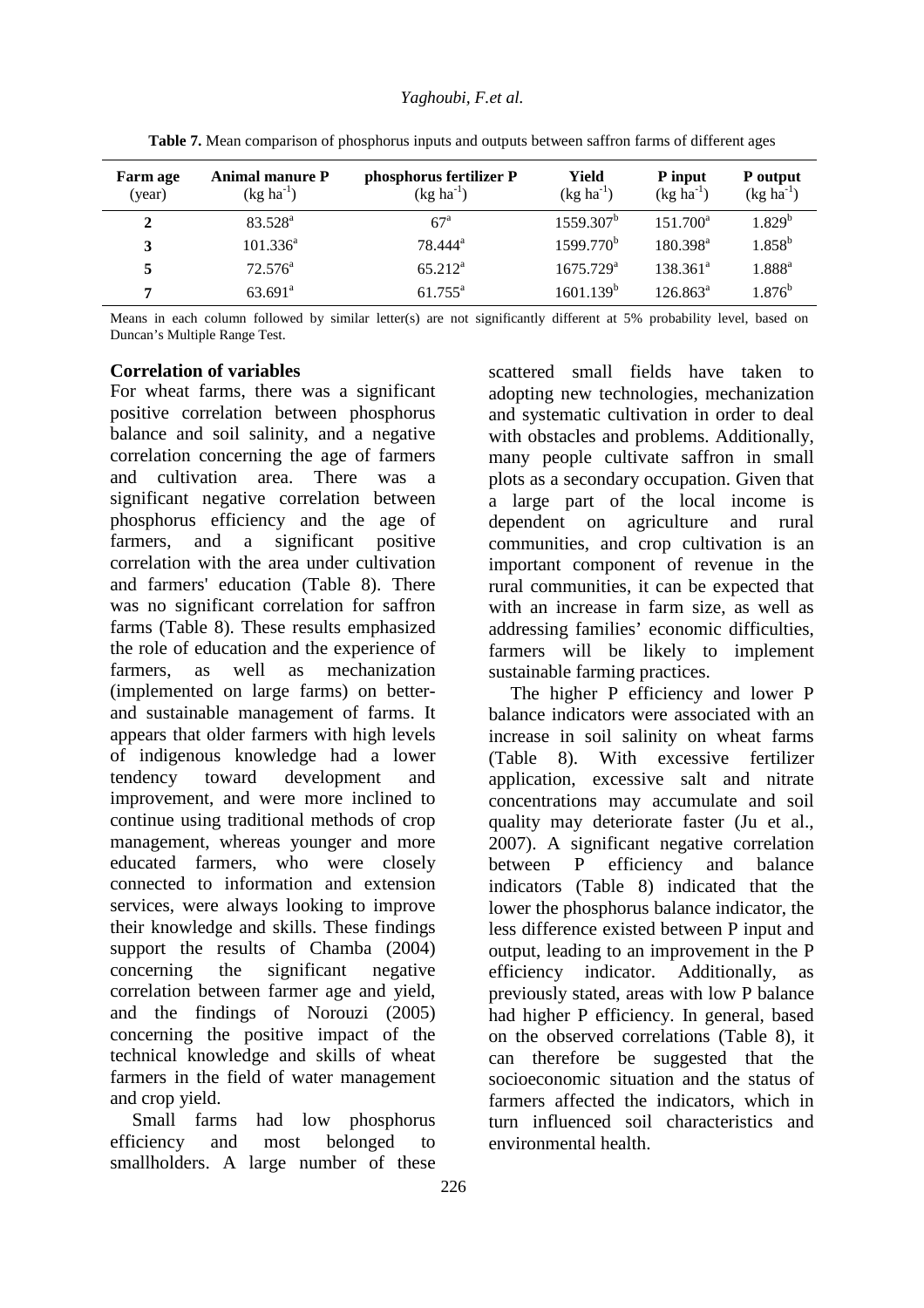**Table 7.** Mean comparison of phosphorus inputs and outputs between saffron farms of different ages

| Farm age (year) | Animal manure P (kg ha$^{-1}$) | phosphorus fertilizer P (kg ha$^{-1}$) | Yield (kg ha$^{-1}$) | P input (kg ha$^{-1}$) | P output (kg ha$^{-1}$) |
|---|---|---|---|---|---|
| **2** | 83.528$^{a}$ | 67$^{a}$ | 1559.307$^{b}$ | 151.700$^{a}$ | 1.829$^{b}$ |
| **3** | 101.336$^{a}$ | 78.444$^{a}$ | 1599.770$^{b}$ | 180.398$^{a}$ | 1.858$^{b}$ |
| **5** | 72.576$^{a}$ | 65.212$^{a}$ | 1675.729$^{a}$ | 138.361$^{a}$ | 1.888$^{a}$ |
| **7** | 63.691$^{a}$ | 61.755$^{a}$ | 1601.139$^{b}$ | 126.863$^{a}$ | 1.876$^{b}$ |

Means in each column followed by similar letter(s) are not significantly different at 5% probability level, based on Duncan's Multiple Range Test.

### Correlation of variables

For wheat farms, there was a significant positive correlation between phosphorus balance and soil salinity, and a negative correlation concerning the age of farmers and cultivation area. There was a significant negative correlation between phosphorus efficiency and the age of farmers, and a significant positive correlation with the area under cultivation and farmers' education (Table 8). There was no significant correlation for saffron farms (Table 8). These results emphasized the role of education and the experience of farmers, as well as mechanization (implemented on large farms) on better- and sustainable management of farms. It appears that older farmers with high levels of indigenous knowledge had a lower tendency toward development and improvement, and were more inclined to continue using traditional methods of crop management, whereas younger and more educated farmers, who were closely connected to information and extension services, were always looking to improve their knowledge and skills. These findings support the results of Chamba (2004) concerning the significant negative correlation between farmer age and yield, and the findings of Norouzi (2005) concerning the positive impact of the technical knowledge and skills of wheat farmers in the field of water management and crop yield.

Small farms had low phosphorus efficiency and most belonged to smallholders. A large number of these scattered small fields have taken to adopting new technologies, mechanization and systematic cultivation in order to deal with obstacles and problems. Additionally, many people cultivate saffron in small plots as a secondary occupation. Given that a large part of the local income is dependent on agriculture and rural communities, and crop cultivation is an important component of revenue in the rural communities, it can be expected that with an increase in farm size, as well as addressing families' economic difficulties, farmers will be likely to implement sustainable farming practices.

The higher P efficiency and lower P balance indicators were associated with an increase in soil salinity on wheat farms (Table 8). With excessive fertilizer application, excessive salt and nitrate concentrations may accumulate and soil quality may deteriorate faster (Ju et al., 2007). A significant negative correlation between P efficiency and balance indicators (Table 8) indicated that the lower the phosphorus balance indicator, the less difference existed between P input and output, leading to an improvement in the P efficiency indicator. Additionally, as previously stated, areas with low P balance had higher P efficiency. In general, based on the observed correlations (Table 8), it can therefore be suggested that the socioeconomic situation and the status of farmers affected the indicators, which in turn influenced soil characteristics and environmental health.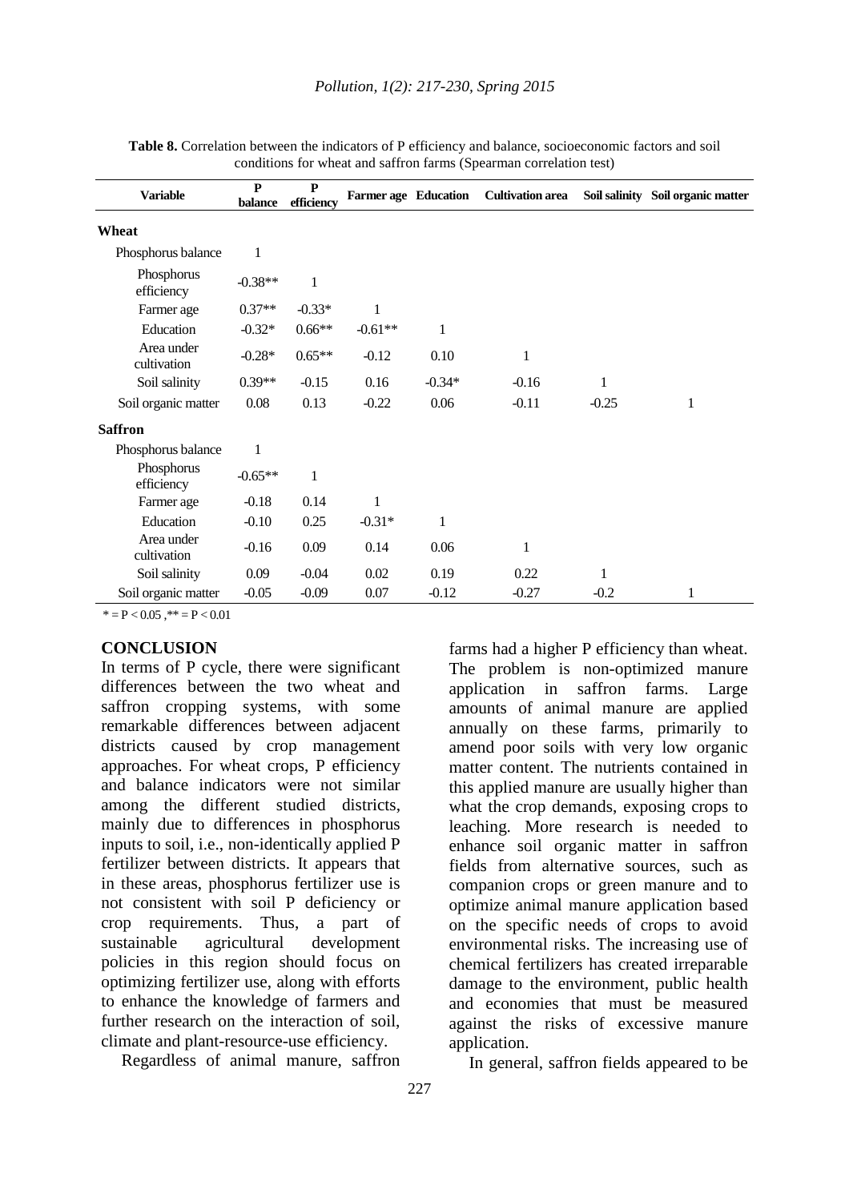**Table 8.** Correlation between the indicators of P efficiency and balance, socioeconomic factors and soil conditions for wheat and saffron farms (Spearman correlation test)

| Variable | P balance | P efficiency | Farmer age | Education | Cultivation area | Soil salinity | Soil organic matter |
|---|---|---|---|---|---|---|---|
| **Wheat** | | | | | | | |
| Phosphorus balance | 1 | | | | | | |
| Phosphorus efficiency | -0.38** | 1 | | | | | |
| Farmer age | 0.37** | -0.33* | 1 | | | | |
| Education | -0.32* | 0.66** | -0.61** | 1 | | | |
| Area under cultivation | -0.28* | 0.65** | -0.12 | 0.10 | 1 | | |
| Soil salinity | 0.39** | -0.15 | 0.16 | -0.34* | -0.16 | 1 | |
| Soil organic matter | 0.08 | 0.13 | -0.22 | 0.06 | -0.11 | -0.25 | 1 |
| **Saffron** | | | | | | | |
| Phosphorus balance | 1 | | | | | | |
| Phosphorus efficiency | -0.65** | 1 | | | | | |
| Farmer age | -0.18 | 0.14 | 1 | | | | |
| Education | -0.10 | 0.25 | -0.31* | 1 | | | |
| Area under cultivation | -0.16 | 0.09 | 0.14 | 0.06 | 1 | | |
| Soil salinity | 0.09 | -0.04 | 0.02 | 0.19 | 0.22 | 1 | |
| Soil organic matter | -0.05 | -0.09 | 0.07 | -0.12 | -0.27 | -0.2 | 1 |

* = $P < 0.05$, ** = $P < 0.01$

## CONCLUSION

In terms of P cycle, there were significant differences between the two wheat and saffron cropping systems, with some remarkable differences between adjacent districts caused by crop management approaches. For wheat crops, P efficiency and balance indicators were not similar among the different studied districts, mainly due to differences in phosphorus inputs to soil, i.e., non-identically applied P fertilizer between districts. It appears that in these areas, phosphorus fertilizer use is not consistent with soil P deficiency or crop requirements. Thus, a part of sustainable agricultural development policies in this region should focus on optimizing fertilizer use, along with efforts to enhance the knowledge of farmers and further research on the interaction of soil, climate and plant-resource-use efficiency.

Regardless of animal manure, saffron farms had a higher P efficiency than wheat. The problem is non-optimized manure application in saffron farms. Large amounts of animal manure are applied annually on these farms, primarily to amend poor soils with very low organic matter content. The nutrients contained in this applied manure are usually higher than what the crop demands, exposing crops to leaching. More research is needed to enhance soil organic matter in saffron fields from alternative sources, such as companion crops or green manure and to optimize animal manure application based on the specific needs of crops to avoid environmental risks. The increasing use of chemical fertilizers has created irreparable damage to the environment, public health and economies that must be measured against the risks of excessive manure application.

In general, saffron fields appeared to be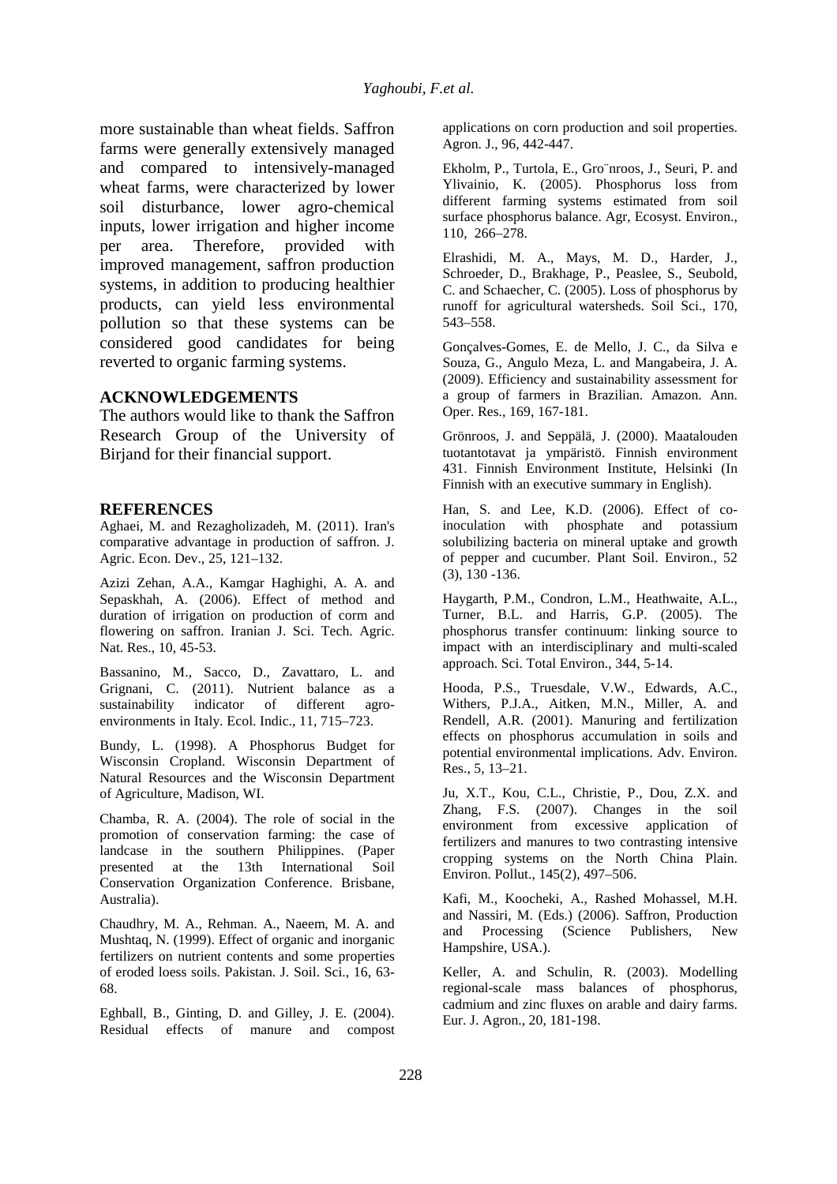more sustainable than wheat fields. Saffron farms were generally extensively managed and compared to intensively-managed wheat farms, were characterized by lower soil disturbance, lower agro-chemical inputs, lower irrigation and higher income per area. Therefore, provided with improved management, saffron production systems, in addition to producing healthier products, can yield less environmental pollution so that these systems can be considered good candidates for being reverted to organic farming systems.

## ACKNOWLEDGEMENTS

The authors would like to thank the Saffron Research Group of the University of Birjand for their financial support.

## REFERENCES

Aghaei, M. and Rezagholizadeh, M. (2011). Iran's comparative advantage in production of saffron. J. Agric. Econ. Dev., 25, 121–132.

Azizi Zehan, A.A., Kamgar Haghighi, A. A. and Sepaskhah, A. (2006). Effect of method and duration of irrigation on production of corm and flowering on saffron. Iranian J. Sci. Tech. Agric. Nat. Res., 10, 45-53.

Bassanino, M., Sacco, D., Zavattaro, L. and Grignani, C. (2011). Nutrient balance as a sustainability indicator of different agro-environments in Italy. Ecol. Indic., 11, 715–723.

Bundy, L. (1998). A Phosphorus Budget for Wisconsin Cropland. Wisconsin Department of Natural Resources and the Wisconsin Department of Agriculture, Madison, WI.

Chamba, R. A. (2004). The role of social in the promotion of conservation farming: the case of landcase in the southern Philippines. (Paper presented at the 13th International Soil Conservation Organization Conference. Brisbane, Australia).

Chaudhry, M. A., Rehman. A., Naeem, M. A. and Mushtaq, N. (1999). Effect of organic and inorganic fertilizers on nutrient contents and some properties of eroded loess soils. Pakistan. J. Soil. Sci., 16, 63-68.

Eghball, B., Ginting, D. and Gilley, J. E. (2004). Residual effects of manure and compost applications on corn production and soil properties. Agron. J., 96, 442-447.

Ekholm, P., Turtola, E., Gro¨nroos, J., Seuri, P. and Ylivainio, K. (2005). Phosphorus loss from different farming systems estimated from soil surface phosphorus balance. Agr, Ecosyst. Environ., 110, 266–278.

Elrashidi, M. A., Mays, M. D., Harder, J., Schroeder, D., Brakhage, P., Peaslee, S., Seubold, C. and Schaecher, C. (2005). Loss of phosphorus by runoff for agricultural watersheds. Soil Sci., 170, 543–558.

Gonçalves-Gomes, E. de Mello, J. C., da Silva e Souza, G., Angulo Meza, L. and Mangabeira, J. A. (2009). Efficiency and sustainability assessment for a group of farmers in Brazilian. Amazon. Ann. Oper. Res., 169, 167-181.

Grönroos, J. and Seppälä, J. (2000). Maatalouden tuotantotavat ja ympäristö. Finnish environment 431. Finnish Environment Institute, Helsinki (In Finnish with an executive summary in English).

Han, S. and Lee, K.D. (2006). Effect of co-inoculation with phosphate and potassium solubilizing bacteria on mineral uptake and growth of pepper and cucumber. Plant Soil. Environ., 52 (3), 130 -136.

Haygarth, P.M., Condron, L.M., Heathwaite, A.L., Turner, B.L. and Harris, G.P. (2005). The phosphorus transfer continuum: linking source to impact with an interdisciplinary and multi-scaled approach. Sci. Total Environ., 344, 5-14.

Hooda, P.S., Truesdale, V.W., Edwards, A.C., Withers, P.J.A., Aitken, M.N., Miller, A. and Rendell, A.R. (2001). Manuring and fertilization effects on phosphorus accumulation in soils and potential environmental implications. Adv. Environ. Res., 5, 13–21.

Ju, X.T., Kou, C.L., Christie, P., Dou, Z.X. and Zhang, F.S. (2007). Changes in the soil environment from excessive application of fertilizers and manures to two contrasting intensive cropping systems on the North China Plain. Environ. Pollut., 145(2), 497–506.

Kafi, M., Koocheki, A., Rashed Mohassel, M.H. and Nassiri, M. (Eds.) (2006). Saffron, Production and Processing (Science Publishers, New Hampshire, USA.).

Keller, A. and Schulin, R. (2003). Modelling regional-scale mass balances of phosphorus, cadmium and zinc fluxes on arable and dairy farms. Eur. J. Agron., 20, 181-198.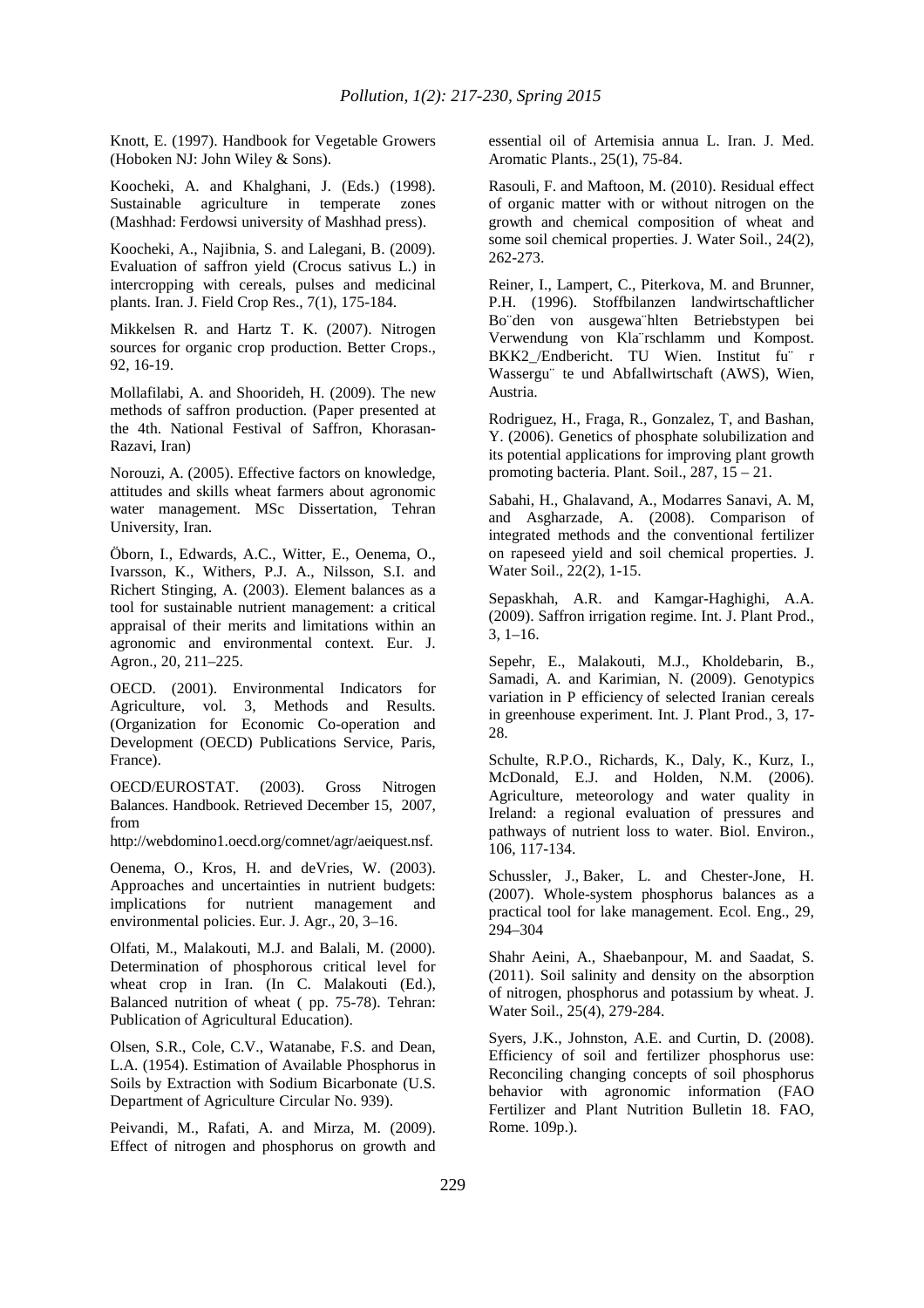Knott, E. (1997). Handbook for Vegetable Growers (Hoboken NJ: John Wiley & Sons).

Koocheki, A. and Khalghani, J. (Eds.) (1998). Sustainable agriculture in temperate zones (Mashhad: Ferdowsi university of Mashhad press).

Koocheki, A., Najibnia, S. and Lalegani, B. (2009). Evaluation of saffron yield (Crocus sativus L.) in intercropping with cereals, pulses and medicinal plants. Iran. J. Field Crop Res., 7(1), 175-184.

Mikkelsen R. and Hartz T. K. (2007). Nitrogen sources for organic crop production. Better Crops., 92, 16-19.

Mollafilabi, A. and Shoorideh, H. (2009). The new methods of saffron production. (Paper presented at the 4th. National Festival of Saffron, Khorasan-Razavi, Iran)

Norouzi, A. (2005). Effective factors on knowledge, attitudes and skills wheat farmers about agronomic water management. MSc Dissertation, Tehran University, Iran.

Öborn, I., Edwards, A.C., Witter, E., Oenema, O., Ivarsson, K., Withers, P.J. A., Nilsson, S.I. and Richert Stinging, A. (2003). Element balances as a tool for sustainable nutrient management: a critical appraisal of their merits and limitations within an agronomic and environmental context. Eur. J. Agron., 20, 211–225.

OECD. (2001). Environmental Indicators for Agriculture, vol. 3, Methods and Results. (Organization for Economic Co-operation and Development (OECD) Publications Service, Paris, France).

OECD/EUROSTAT. (2003). Gross Nitrogen Balances. Handbook. Retrieved December 15, 2007, from http://webdomino1.oecd.org/comnet/agr/aeiquest.nsf.

Oenema, O., Kros, H. and deVries, W. (2003). Approaches and uncertainties in nutrient budgets: implications for nutrient management and environmental policies. Eur. J. Agr., 20, 3–16.

Olfati, M., Malakouti, M.J. and Balali, M. (2000). Determination of phosphorous critical level for wheat crop in Iran. (In C. Malakouti (Ed.), Balanced nutrition of wheat ( pp. 75-78). Tehran: Publication of Agricultural Education).

Olsen, S.R., Cole, C.V., Watanabe, F.S. and Dean, L.A. (1954). Estimation of Available Phosphorus in Soils by Extraction with Sodium Bicarbonate (U.S. Department of Agriculture Circular No. 939).

Peivandi, M., Rafati, A. and Mirza, M. (2009). Effect of nitrogen and phosphorus on growth and essential oil of Artemisia annua L. Iran. J. Med. Aromatic Plants., 25(1), 75-84.

Rasouli, F. and Maftoon, M. (2010). Residual effect of organic matter with or without nitrogen on the growth and chemical composition of wheat and some soil chemical properties. J. Water Soil., 24(2), 262-273.

Reiner, I., Lampert, C., Piterkova, M. and Brunner, P.H. (1996). Stoffbilanzen landwirtschaftlicher Bo¨den von ausgewa¨hlten Betriebstypen bei Verwendung von Kla¨rschlamm und Kompost. BKK2_/Endbericht. TU Wien. Institut fu¨ r Wassergu¨ te und Abfallwirtschaft (AWS), Wien, Austria.

Rodriguez, H., Fraga, R., Gonzalez, T, and Bashan, Y. (2006). Genetics of phosphate solubilization and its potential applications for improving plant growth promoting bacteria. Plant. Soil., 287, 15 – 21.

Sabahi, H., Ghalavand, A., Modarres Sanavi, A. M, and Asgharzade, A. (2008). Comparison of integrated methods and the conventional fertilizer on rapeseed yield and soil chemical properties. J. Water Soil., 22(2), 1-15.

Sepaskhah, A.R. and Kamgar-Haghighi, A.A. (2009). Saffron irrigation regime. Int. J. Plant Prod., 3, 1–16.

Sepehr, E., Malakouti, M.J., Kholdebarin, B., Samadi, A. and Karimian, N. (2009). Genotypics variation in P efficiency of selected Iranian cereals in greenhouse experiment. Int. J. Plant Prod., 3, 17-28.

Schulte, R.P.O., Richards, K., Daly, K., Kurz, I., McDonald, E.J. and Holden, N.M. (2006). Agriculture, meteorology and water quality in Ireland: a regional evaluation of pressures and pathways of nutrient loss to water. Biol. Environ., 106, 117-134.

Schussler, J., Baker, L. and Chester-Jone, H. (2007). Whole-system phosphorus balances as a practical tool for lake management. Ecol. Eng., 29, 294–304

Shahr Aeini, A., Shaebanpour, M. and Saadat, S. (2011). Soil salinity and density on the absorption of nitrogen, phosphorus and potassium by wheat. J. Water Soil., 25(4), 279-284.

Syers, J.K., Johnston, A.E. and Curtin, D. (2008). Efficiency of soil and fertilizer phosphorus use: Reconciling changing concepts of soil phosphorus behavior with agronomic information (FAO Fertilizer and Plant Nutrition Bulletin 18. FAO, Rome. 109p.).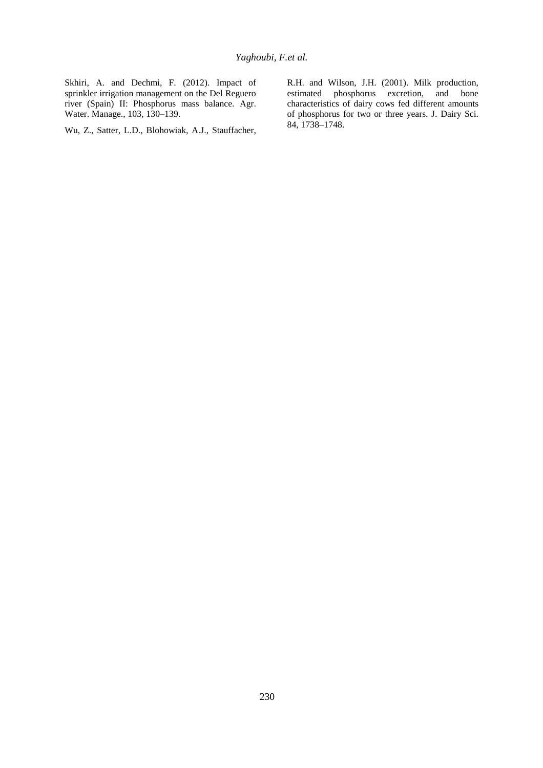Skhiri, A. and Dechmi, F. (2012). Impact of sprinkler irrigation management on the Del Reguero river (Spain) II: Phosphorus mass balance. Agr. Water. Manage., 103, 130–139.

Wu, Z., Satter, L.D., Blohowiak, A.J., Stauffacher, R.H. and Wilson, J.H. (2001). Milk production, estimated phosphorus excretion, and bone characteristics of dairy cows fed different amounts of phosphorus for two or three years. J. Dairy Sci. 84, 1738–1748.